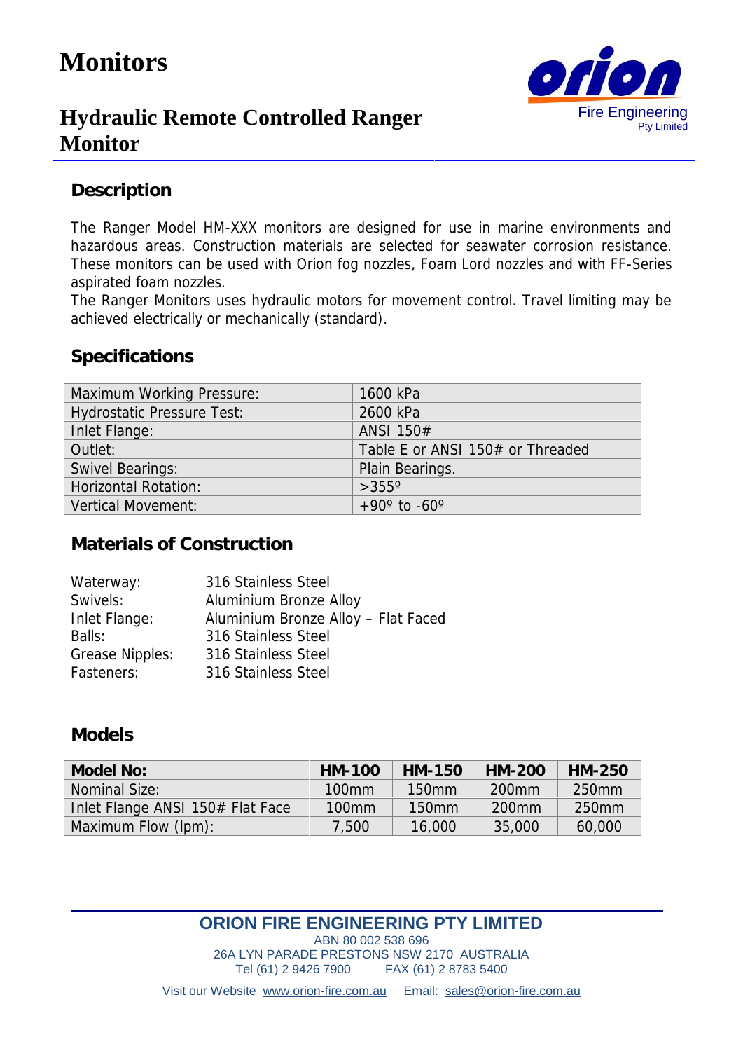# Monitors

## Hydraulic Remote Controlled Ranger Monitor

orion
Fire Engineering
Pty Limited

### Description

The Ranger Model HM-XXX monitors are designed for use in marine environments and hazardous areas. Construction materials are selected for seawater corrosion resistance. These monitors can be used with Orion fog nozzles, Foam Lord nozzles and with FF-Series aspirated foam nozzles.
The Ranger Monitors uses hydraulic motors for movement control. Travel limiting may be achieved electrically or mechanically (standard).

### Specifications

| | |
|---|---|
| Maximum Working Pressure: | 1600 kPa |
| Hydrostatic Pressure Test: | 2600 kPa |
| Inlet Flange: | ANSI 150# |
| Outlet: | Table E or ANSI 150# or Threaded |
| Swivel Bearings: | Plain Bearings. |
| Horizontal Rotation: | >355º |
| Vertical Movement: | +90º to -60º |

### Materials of Construction

| | |
|---|---|
| Waterway: | 316 Stainless Steel |
| Swivels: | Aluminium Bronze Alloy |
| Inlet Flange: | Aluminium Bronze Alloy – Flat Faced |
| Balls: | 316 Stainless Steel |
| Grease Nipples: | 316 Stainless Steel |
| Fasteners: | 316 Stainless Steel |

### Models

| Model No: | HM-100 | HM-150 | HM-200 | HM-250 |
|---|---|---|---|---|
| Nominal Size: | 100mm | 150mm | 200mm | 250mm |
| Inlet Flange ANSI 150# Flat Face | 100mm | 150mm | 200mm | 250mm |
| Maximum Flow (lpm): | 7,500 | 16,000 | 35,000 | 60,000 |

**ORION FIRE ENGINEERING PTY LIMITED**
ABN 80 002 538 696
26A LYN PARADE PRESTONS NSW 2170 AUSTRALIA
Tel (61) 2 9426 7900 FAX (61) 2 8783 5400

Visit our Website www.orion-fire.com.au Email: sales@orion-fire.com.au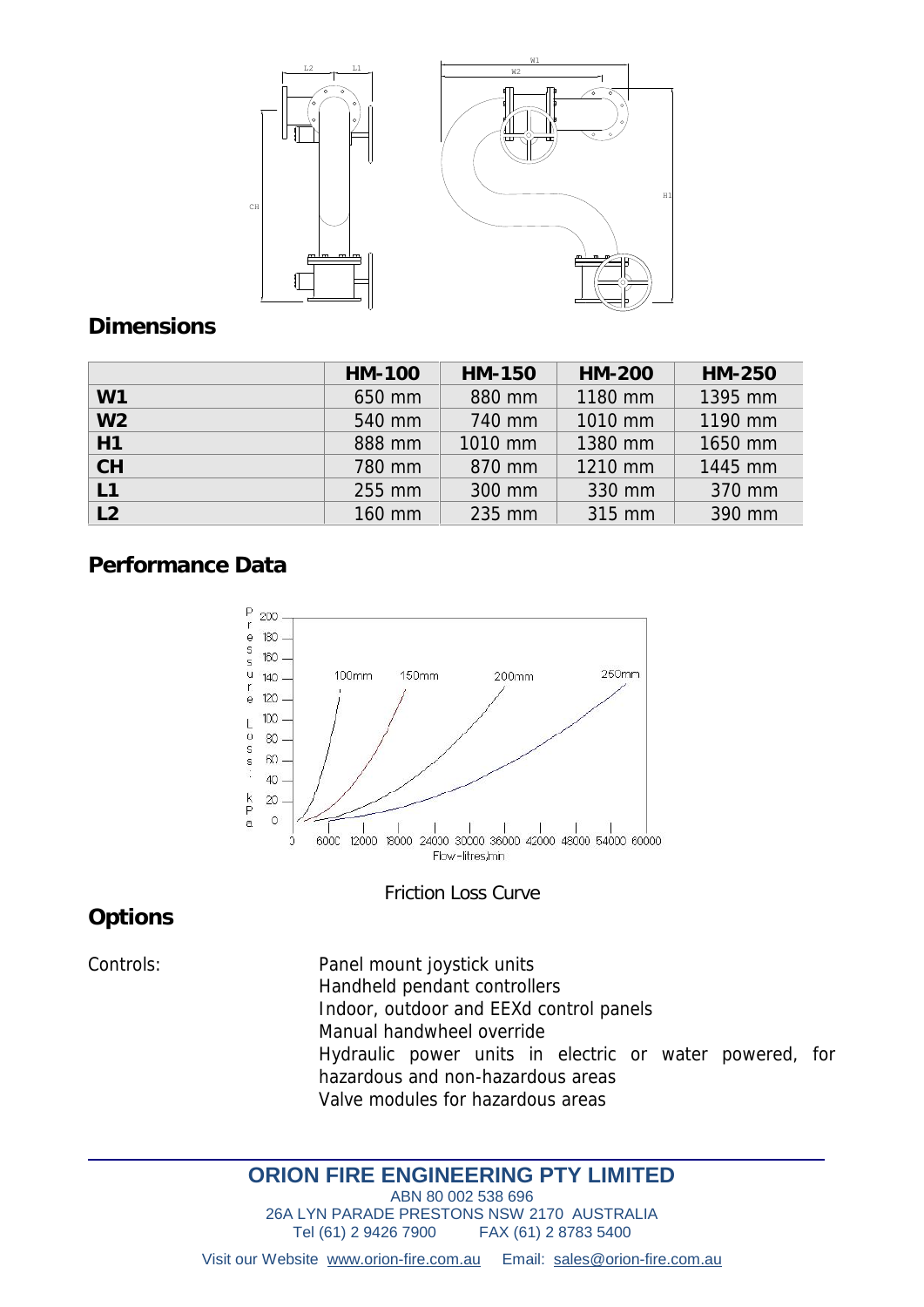L2 L1

CH

W1

W2

H1

## Dimensions

| | HM-100 | HM-150 | HM-200 | HM-250 |
|---|---|---|---|---|
| **W1** | 650 mm | 880 mm | 1180 mm | 1395 mm |
| **W2** | 540 mm | 740 mm | 1010 mm | 1190 mm |
| **H1** | 888 mm | 1010 mm | 1380 mm | 1650 mm |
| **CH** | 780 mm | 870 mm | 1210 mm | 1445 mm |
| **L1** | 255 mm | 300 mm | 330 mm | 370 mm |
| **L2** | 160 mm | 235 mm | 315 mm | 390 mm |

## Performance Data

Pressure Loss: kPa

200
180
160
140
120
100
80
60
40
20
0

100mm 150mm 200mm 250mm

0 6000 12000 18000 24000 30000 36000 42000 48000 54000 60000

Flow-litres/min

Friction Loss Curve

## Options

Controls:

- Panel mount joystick units
- Handheld pendant controllers
- Indoor, outdoor and EEXd control panels
- Manual handwheel override
- Hydraulic power units in electric or water powered, for hazardous and non-hazardous areas
- Valve modules for hazardous areas

**ORION FIRE ENGINEERING PTY LIMITED**
ABN 80 002 538 696
26A LYN PARADE PRESTONS NSW 2170 AUSTRALIA
Tel (61) 2 9426 7900 FAX (61) 2 8783 5400

Visit our Website www.orion-fire.com.au Email: sales@orion-fire.com.au